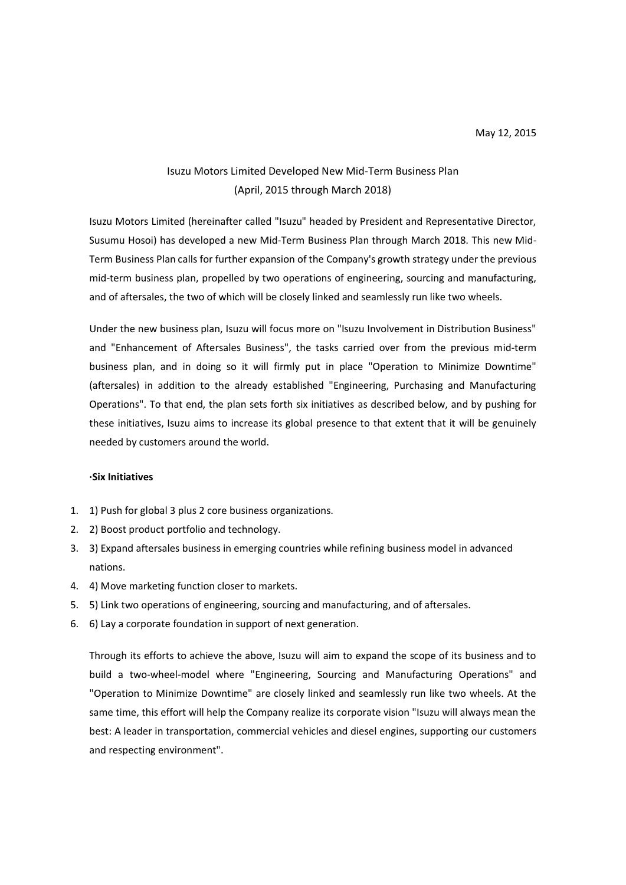May 12, 2015

# Isuzu Motors Limited Developed New Mid-Term Business Plan (April, 2015 through March 2018)

Isuzu Motors Limited (hereinafter called "Isuzu" headed by President and Representative Director, Susumu Hosoi) has developed a new Mid-Term Business Plan through March 2018. This new Mid-Term Business Plan calls for further expansion of the Company's growth strategy under the previous mid-term business plan, propelled by two operations of engineering, sourcing and manufacturing, and of aftersales, the two of which will be closely linked and seamlessly run like two wheels.

Under the new business plan, Isuzu will focus more on "Isuzu Involvement in Distribution Business" and "Enhancement of Aftersales Business", the tasks carried over from the previous mid-term business plan, and in doing so it will firmly put in place "Operation to Minimize Downtime" (aftersales) in addition to the already established "Engineering, Purchasing and Manufacturing Operations". To that end, the plan sets forth six initiatives as described below, and by pushing for these initiatives, Isuzu aims to increase its global presence to that extent that it will be genuinely needed by customers around the world.

**·Six Initiatives**

1. 1) Push for global 3 plus 2 core business organizations.
2. 2) Boost product portfolio and technology.
3. 3) Expand aftersales business in emerging countries while refining business model in advanced nations.
4. 4) Move marketing function closer to markets.
5. 5) Link two operations of engineering, sourcing and manufacturing, and of aftersales.
6. 6) Lay a corporate foundation in support of next generation.

Through its efforts to achieve the above, Isuzu will aim to expand the scope of its business and to build a two-wheel-model where "Engineering, Sourcing and Manufacturing Operations" and "Operation to Minimize Downtime" are closely linked and seamlessly run like two wheels. At the same time, this effort will help the Company realize its corporate vision "Isuzu will always mean the best: A leader in transportation, commercial vehicles and diesel engines, supporting our customers and respecting environment".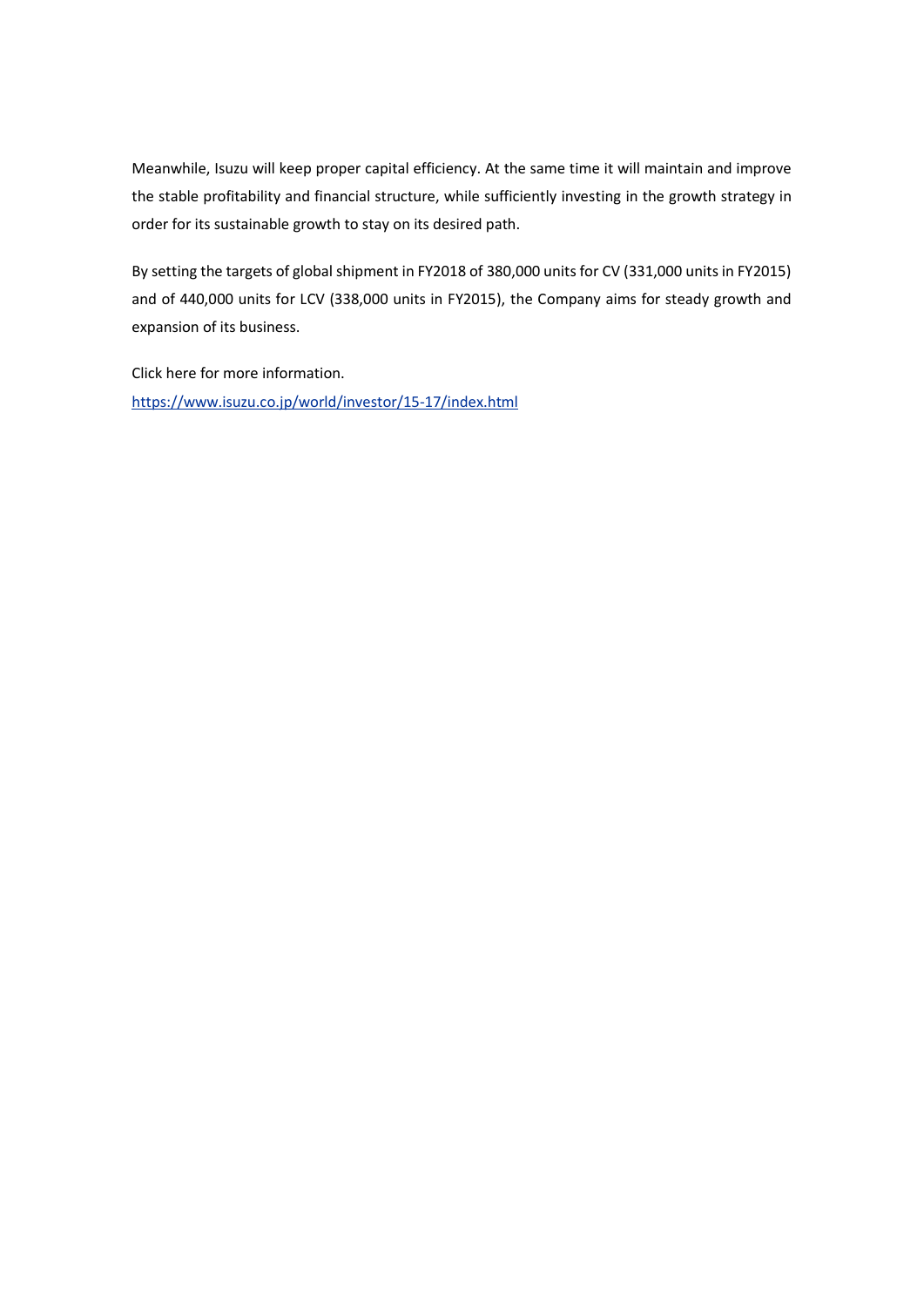Meanwhile, Isuzu will keep proper capital efficiency. At the same time it will maintain and improve the stable profitability and financial structure, while sufficiently investing in the growth strategy in order for its sustainable growth to stay on its desired path.

By setting the targets of global shipment in FY2018 of 380,000 units for CV (331,000 units in FY2015) and of 440,000 units for LCV (338,000 units in FY2015), the Company aims for steady growth and expansion of its business.

Click here for more information.
[https://www.isuzu.co.jp/world/investor/15-17/index.html](https://www.isuzu.co.jp/world/investor/15-17/index.html)